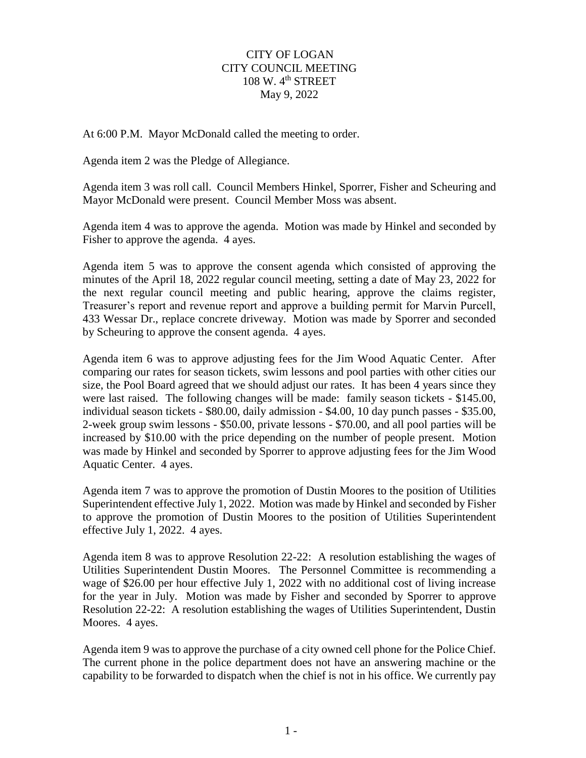# CITY OF LOGAN
## CITY COUNCIL MEETING
### 108 W. 4th STREET
### May 9, 2022

At 6:00 P.M. Mayor McDonald called the meeting to order.

Agenda item 2 was the Pledge of Allegiance.

Agenda item 3 was roll call. Council Members Hinkel, Sporrer, Fisher and Scheuring and Mayor McDonald were present. Council Member Moss was absent.

Agenda item 4 was to approve the agenda. Motion was made by Hinkel and seconded by Fisher to approve the agenda. 4 ayes.

Agenda item 5 was to approve the consent agenda which consisted of approving the minutes of the April 18, 2022 regular council meeting, setting a date of May 23, 2022 for the next regular council meeting and public hearing, approve the claims register, Treasurer's report and revenue report and approve a building permit for Marvin Purcell, 433 Wessar Dr., replace concrete driveway. Motion was made by Sporrer and seconded by Scheuring to approve the consent agenda. 4 ayes.

Agenda item 6 was to approve adjusting fees for the Jim Wood Aquatic Center. After comparing our rates for season tickets, swim lessons and pool parties with other cities our size, the Pool Board agreed that we should adjust our rates. It has been 4 years since they were last raised. The following changes will be made: family season tickets - $145.00, individual season tickets - $80.00, daily admission - $4.00, 10 day punch passes - $35.00, 2-week group swim lessons - $50.00, private lessons - $70.00, and all pool parties will be increased by $10.00 with the price depending on the number of people present. Motion was made by Hinkel and seconded by Sporrer to approve adjusting fees for the Jim Wood Aquatic Center. 4 ayes.

Agenda item 7 was to approve the promotion of Dustin Moores to the position of Utilities Superintendent effective July 1, 2022. Motion was made by Hinkel and seconded by Fisher to approve the promotion of Dustin Moores to the position of Utilities Superintendent effective July 1, 2022. 4 ayes.

Agenda item 8 was to approve Resolution 22-22: A resolution establishing the wages of Utilities Superintendent Dustin Moores. The Personnel Committee is recommending a wage of $26.00 per hour effective July 1, 2022 with no additional cost of living increase for the year in July. Motion was made by Fisher and seconded by Sporrer to approve Resolution 22-22: A resolution establishing the wages of Utilities Superintendent, Dustin Moores. 4 ayes.

Agenda item 9 was to approve the purchase of a city owned cell phone for the Police Chief. The current phone in the police department does not have an answering machine or the capability to be forwarded to dispatch when the chief is not in his office. We currently pay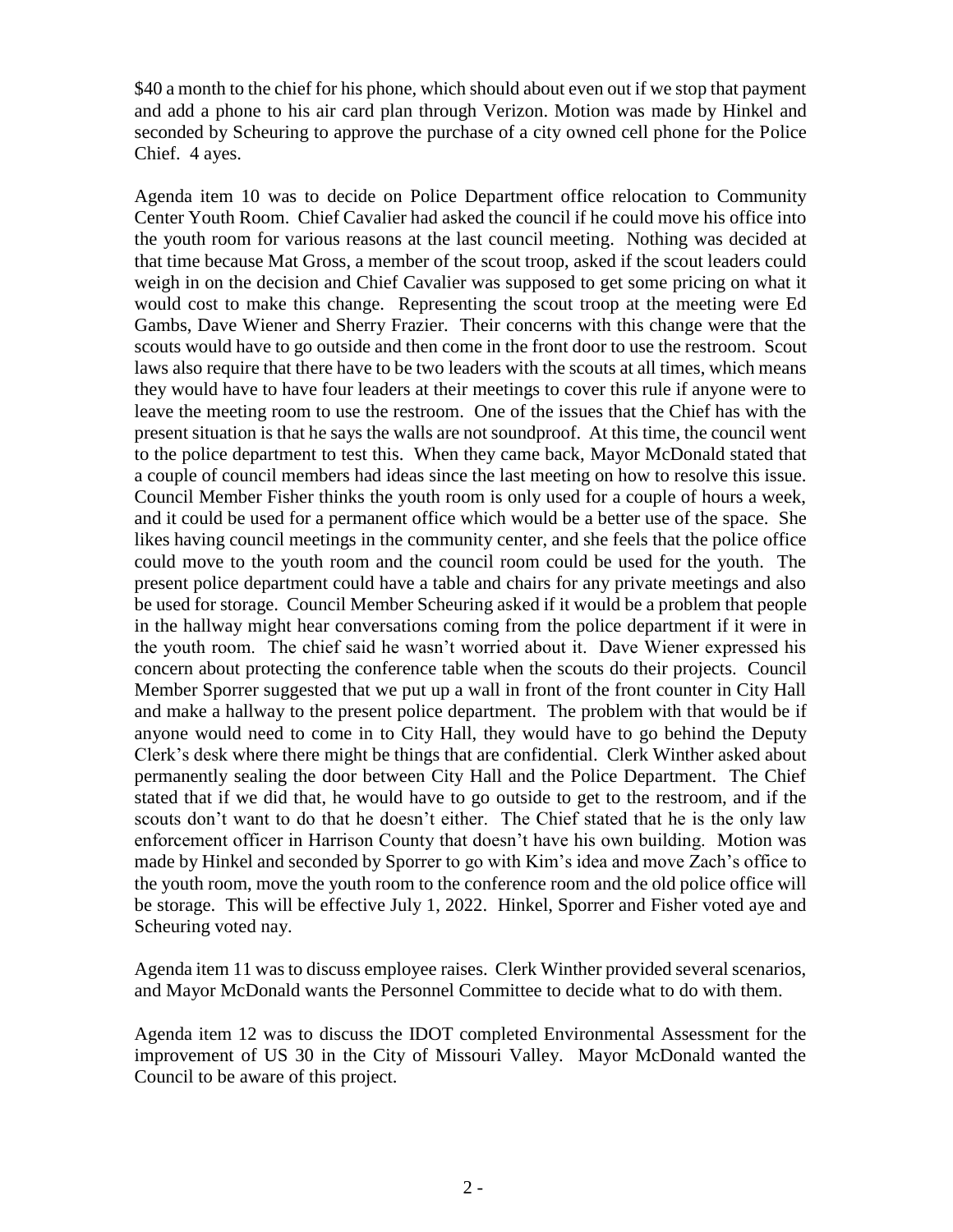$40 a month to the chief for his phone, which should about even out if we stop that payment and add a phone to his air card plan through Verizon. Motion was made by Hinkel and seconded by Scheuring to approve the purchase of a city owned cell phone for the Police Chief. 4 ayes.

Agenda item 10 was to decide on Police Department office relocation to Community Center Youth Room. Chief Cavalier had asked the council if he could move his office into the youth room for various reasons at the last council meeting. Nothing was decided at that time because Mat Gross, a member of the scout troop, asked if the scout leaders could weigh in on the decision and Chief Cavalier was supposed to get some pricing on what it would cost to make this change. Representing the scout troop at the meeting were Ed Gambs, Dave Wiener and Sherry Frazier. Their concerns with this change were that the scouts would have to go outside and then come in the front door to use the restroom. Scout laws also require that there have to be two leaders with the scouts at all times, which means they would have to have four leaders at their meetings to cover this rule if anyone were to leave the meeting room to use the restroom. One of the issues that the Chief has with the present situation is that he says the walls are not soundproof. At this time, the council went to the police department to test this. When they came back, Mayor McDonald stated that a couple of council members had ideas since the last meeting on how to resolve this issue. Council Member Fisher thinks the youth room is only used for a couple of hours a week, and it could be used for a permanent office which would be a better use of the space. She likes having council meetings in the community center, and she feels that the police office could move to the youth room and the council room could be used for the youth. The present police department could have a table and chairs for any private meetings and also be used for storage. Council Member Scheuring asked if it would be a problem that people in the hallway might hear conversations coming from the police department if it were in the youth room. The chief said he wasn't worried about it. Dave Wiener expressed his concern about protecting the conference table when the scouts do their projects. Council Member Sporrer suggested that we put up a wall in front of the front counter in City Hall and make a hallway to the present police department. The problem with that would be if anyone would need to come in to City Hall, they would have to go behind the Deputy Clerk's desk where there might be things that are confidential. Clerk Winther asked about permanently sealing the door between City Hall and the Police Department. The Chief stated that if we did that, he would have to go outside to get to the restroom, and if the scouts don't want to do that he doesn't either. The Chief stated that he is the only law enforcement officer in Harrison County that doesn't have his own building. Motion was made by Hinkel and seconded by Sporrer to go with Kim's idea and move Zach's office to the youth room, move the youth room to the conference room and the old police office will be storage. This will be effective July 1, 2022. Hinkel, Sporrer and Fisher voted aye and Scheuring voted nay.

Agenda item 11 was to discuss employee raises. Clerk Winther provided several scenarios, and Mayor McDonald wants the Personnel Committee to decide what to do with them.

Agenda item 12 was to discuss the IDOT completed Environmental Assessment for the improvement of US 30 in the City of Missouri Valley. Mayor McDonald wanted the Council to be aware of this project.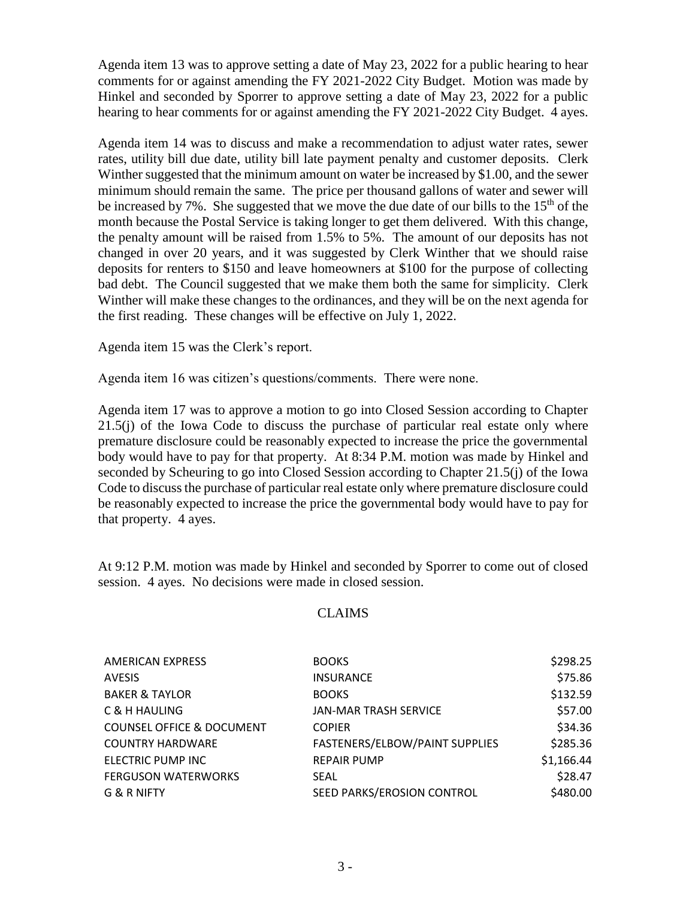Agenda item 13 was to approve setting a date of May 23, 2022 for a public hearing to hear comments for or against amending the FY 2021-2022 City Budget. Motion was made by Hinkel and seconded by Sporrer to approve setting a date of May 23, 2022 for a public hearing to hear comments for or against amending the FY 2021-2022 City Budget. 4 ayes.

Agenda item 14 was to discuss and make a recommendation to adjust water rates, sewer rates, utility bill due date, utility bill late payment penalty and customer deposits. Clerk Winther suggested that the minimum amount on water be increased by $1.00, and the sewer minimum should remain the same. The price per thousand gallons of water and sewer will be increased by 7%. She suggested that we move the due date of our bills to the 15th of the month because the Postal Service is taking longer to get them delivered. With this change, the penalty amount will be raised from 1.5% to 5%. The amount of our deposits has not changed in over 20 years, and it was suggested by Clerk Winther that we should raise deposits for renters to $150 and leave homeowners at $100 for the purpose of collecting bad debt. The Council suggested that we make them both the same for simplicity. Clerk Winther will make these changes to the ordinances, and they will be on the next agenda for the first reading. These changes will be effective on July 1, 2022.

Agenda item 15 was the Clerk's report.

Agenda item 16 was citizen's questions/comments. There were none.

Agenda item 17 was to approve a motion to go into Closed Session according to Chapter 21.5(j) of the Iowa Code to discuss the purchase of particular real estate only where premature disclosure could be reasonably expected to increase the price the governmental body would have to pay for that property. At 8:34 P.M. motion was made by Hinkel and seconded by Scheuring to go into Closed Session according to Chapter 21.5(j) of the Iowa Code to discuss the purchase of particular real estate only where premature disclosure could be reasonably expected to increase the price the governmental body would have to pay for that property. 4 ayes.

At 9:12 P.M. motion was made by Hinkel and seconded by Sporrer to come out of closed session. 4 ayes. No decisions were made in closed session.

## CLAIMS

| | | |
|---|---|---|
| AMERICAN EXPRESS | BOOKS | $298.25 |
| AVESIS | INSURANCE | $75.86 |
| BAKER & TAYLOR | BOOKS | $132.59 |
| C & H HAULING | JAN-MAR TRASH SERVICE | $57.00 |
| COUNSEL OFFICE & DOCUMENT | COPIER | $34.36 |
| COUNTRY HARDWARE | FASTENERS/ELBOW/PAINT SUPPLIES | $285.36 |
| ELECTRIC PUMP INC | REPAIR PUMP | $1,166.44 |
| FERGUSON WATERWORKS | SEAL | $28.47 |
| G & R NIFTY | SEED PARKS/EROSION CONTROL | $480.00 |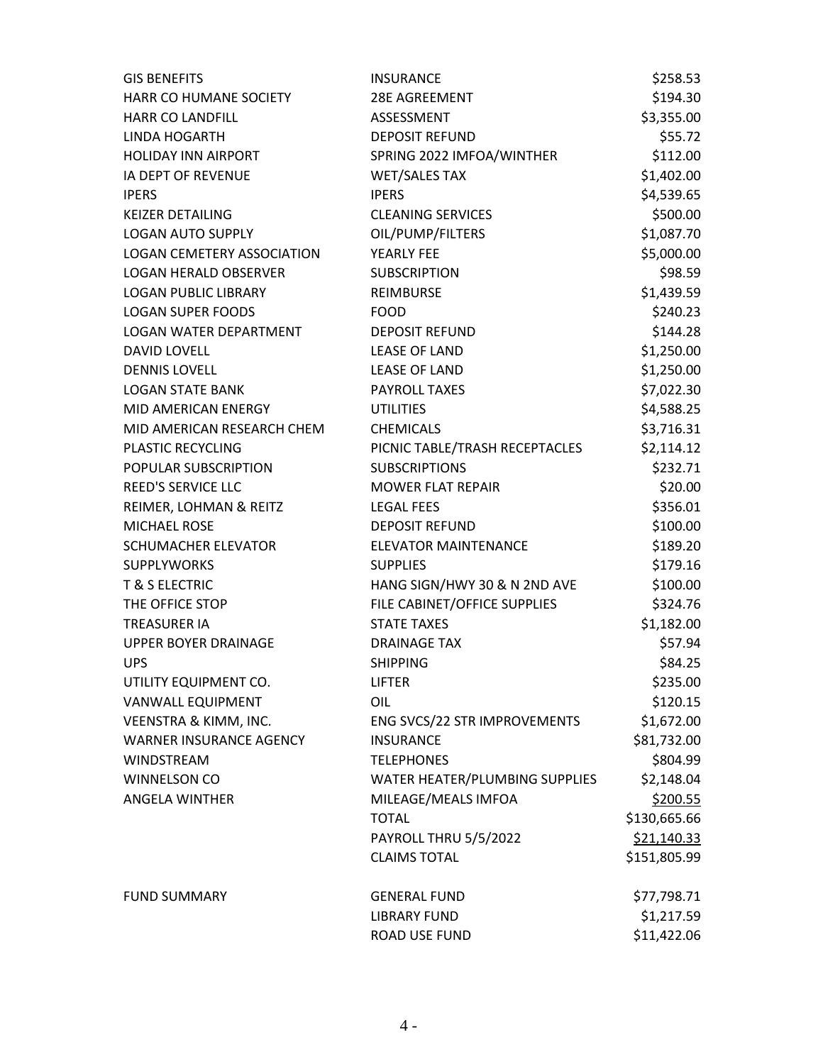| | | |
|---|---|---|
| GIS BENEFITS | INSURANCE | \$258.53 |
| HARR CO HUMANE SOCIETY | 28E AGREEMENT | \$194.30 |
| HARR CO LANDFILL | ASSESSMENT | \$3,355.00 |
| LINDA HOGARTH | DEPOSIT REFUND | \$55.72 |
| HOLIDAY INN AIRPORT | SPRING 2022 IMFOA/WINTHER | \$112.00 |
| IA DEPT OF REVENUE | WET/SALES TAX | \$1,402.00 |
| IPERS | IPERS | \$4,539.65 |
| KEIZER DETAILING | CLEANING SERVICES | \$500.00 |
| LOGAN AUTO SUPPLY | OIL/PUMP/FILTERS | \$1,087.70 |
| LOGAN CEMETERY ASSOCIATION | YEARLY FEE | \$5,000.00 |
| LOGAN HERALD OBSERVER | SUBSCRIPTION | \$98.59 |
| LOGAN PUBLIC LIBRARY | REIMBURSE | \$1,439.59 |
| LOGAN SUPER FOODS | FOOD | \$240.23 |
| LOGAN WATER DEPARTMENT | DEPOSIT REFUND | \$144.28 |
| DAVID LOVELL | LEASE OF LAND | \$1,250.00 |
| DENNIS LOVELL | LEASE OF LAND | \$1,250.00 |
| LOGAN STATE BANK | PAYROLL TAXES | \$7,022.30 |
| MID AMERICAN ENERGY | UTILITIES | \$4,588.25 |
| MID AMERICAN RESEARCH CHEM | CHEMICALS | \$3,716.31 |
| PLASTIC RECYCLING | PICNIC TABLE/TRASH RECEPTACLES | \$2,114.12 |
| POPULAR SUBSCRIPTION | SUBSCRIPTIONS | \$232.71 |
| REED'S SERVICE LLC | MOWER FLAT REPAIR | \$20.00 |
| REIMER, LOHMAN & REITZ | LEGAL FEES | \$356.01 |
| MICHAEL ROSE | DEPOSIT REFUND | \$100.00 |
| SCHUMACHER ELEVATOR | ELEVATOR MAINTENANCE | \$189.20 |
| SUPPLYWORKS | SUPPLIES | \$179.16 |
| T & S ELECTRIC | HANG SIGN/HWY 30 & N 2ND AVE | \$100.00 |
| THE OFFICE STOP | FILE CABINET/OFFICE SUPPLIES | \$324.76 |
| TREASURER IA | STATE TAXES | \$1,182.00 |
| UPPER BOYER DRAINAGE | DRAINAGE TAX | \$57.94 |
| UPS | SHIPPING | \$84.25 |
| UTILITY EQUIPMENT CO. | LIFTER | \$235.00 |
| VANWALL EQUIPMENT | OIL | \$120.15 |
| VEENSTRA & KIMM, INC. | ENG SVCS/22 STR IMPROVEMENTS | \$1,672.00 |
| WARNER INSURANCE AGENCY | INSURANCE | \$81,732.00 |
| WINDSTREAM | TELEPHONES | \$804.99 |
| WINNELSON CO | WATER HEATER/PLUMBING SUPPLIES | \$2,148.04 |
| ANGELA WINTHER | MILEAGE/MEALS IMFOA | \$200.55 |
| | TOTAL | \$130,665.66 |
| | PAYROLL THRU 5/5/2022 | \$21,140.33 |
| | CLAIMS TOTAL | \$151,805.99 |
| FUND SUMMARY | GENERAL FUND | \$77,798.71 |
| | LIBRARY FUND | \$1,217.59 |
| | ROAD USE FUND | \$11,422.06 |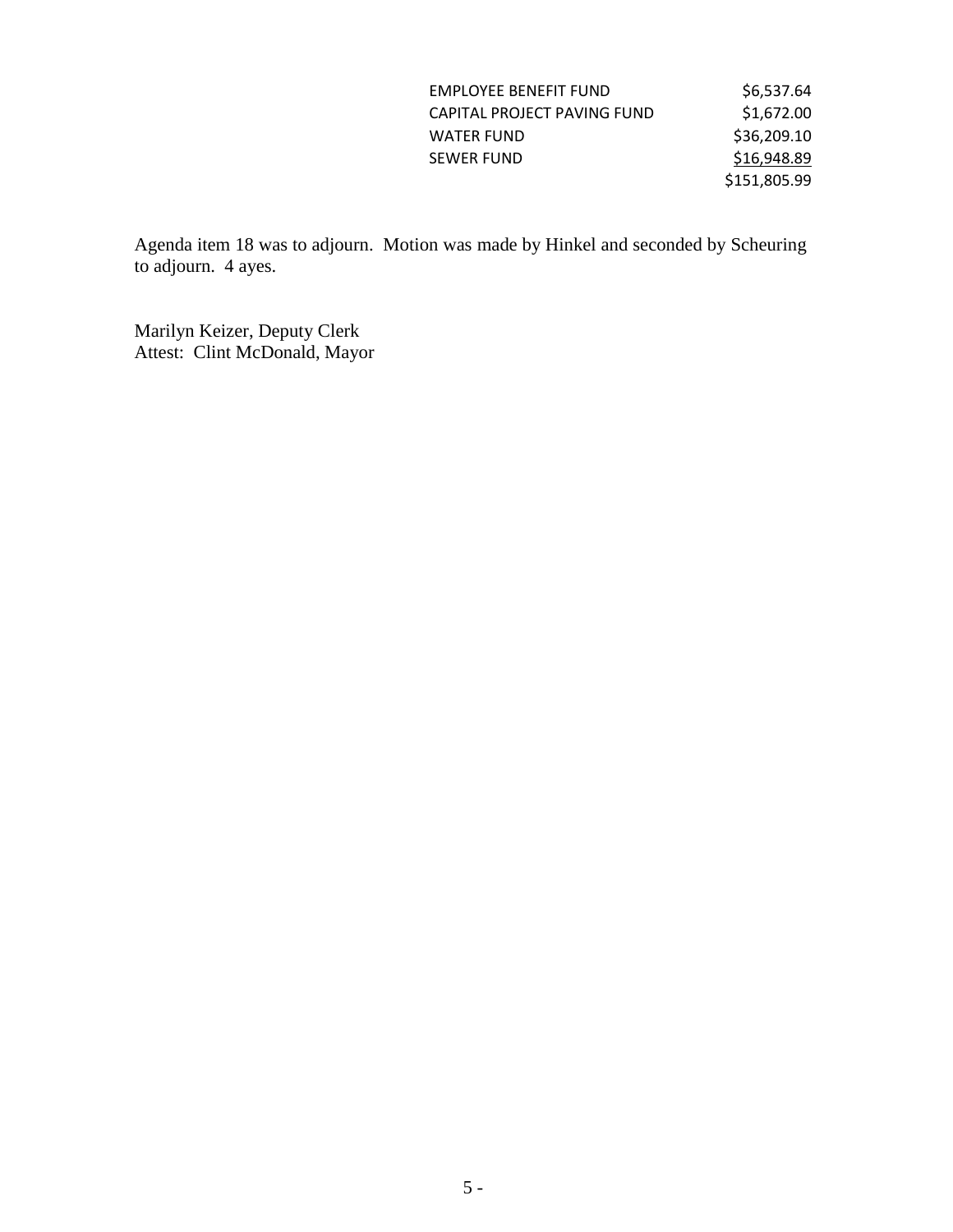| | |
|---|---|
| EMPLOYEE BENEFIT FUND | $6,537.64 |
| CAPITAL PROJECT PAVING FUND | $1,672.00 |
| WATER FUND | $36,209.10 |
| SEWER FUND | $16,948.89 |
| | $151,805.99 |

Agenda item 18 was to adjourn. Motion was made by Hinkel and seconded by Scheuring to adjourn. 4 ayes.

Marilyn Keizer, Deputy Clerk
Attest: Clint McDonald, Mayor